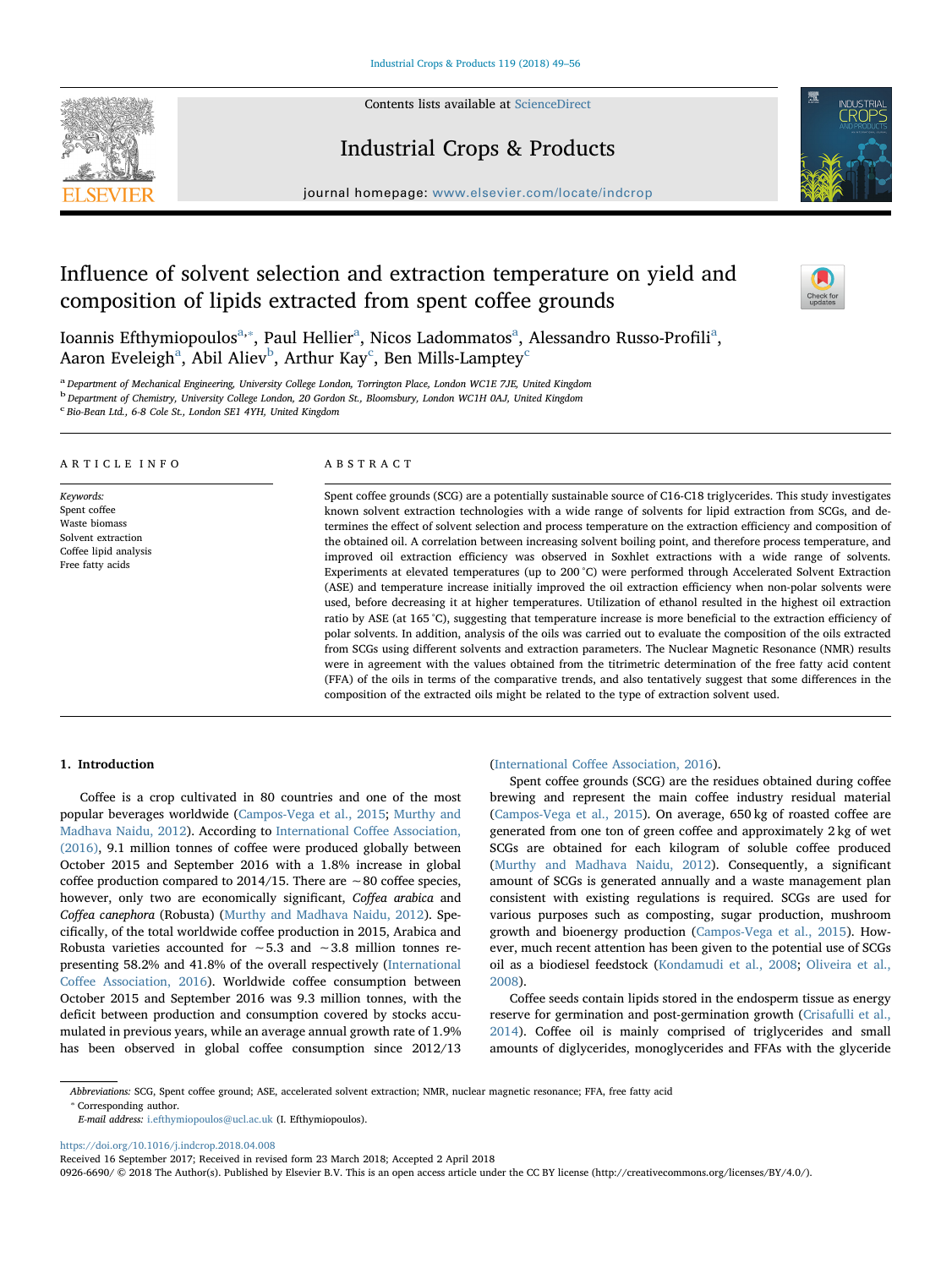# Influence of solvent selection and extraction temperature on yield and composition of lipids extracted from spent coffee grounds

Ioannis Efthymiopoulos[a,*], Paul Hellier[a], Nicos Ladommatos[a], Alessandro Russo-Profili[a], Aaron Eveleigh[a], Abil Aliev[b], Arthur Kay[c], Ben Mills-Lamptey[c]

[a] Department of Mechanical Engineering, University College London, Torrington Place, London WC1E 7JE, United Kingdom

[b] Department of Chemistry, University College London, 20 Gordon St., Bloomsbury, London WC1H 0AJ, United Kingdom

[c] Bio-Bean Ltd., 6-8 Cole St., London SE1 4YH, United Kingdom

## ARTICLE INFO

*Keywords:*
Spent coffee
Waste biomass
Solvent extraction
Coffee lipid analysis
Free fatty acids

## ABSTRACT

Spent coffee grounds (SCG) are a potentially sustainable source of C16-C18 triglycerides. This study investigates known solvent extraction technologies with a wide range of solvents for lipid extraction from SCGs, and determines the effect of solvent selection and process temperature on the extraction efficiency and composition of the obtained oil. A correlation between increasing solvent boiling point, and therefore process temperature, and improved oil extraction efficiency was observed in Soxhlet extractions with a wide range of solvents. Experiments at elevated temperatures (up to 200 °C) were performed through Accelerated Solvent Extraction (ASE) and temperature increase initially improved the oil extraction efficiency when non-polar solvents were used, before decreasing it at higher temperatures. Utilization of ethanol resulted in the highest oil extraction ratio by ASE (at 165 °C), suggesting that temperature increase is more beneficial to the extraction efficiency of polar solvents. In addition, analysis of the oils was carried out to evaluate the composition of the oils extracted from SCGs using different solvents and extraction parameters. The Nuclear Magnetic Resonance (NMR) results were in agreement with the values obtained from the titrimetric determination of the free fatty acid content (FFA) of the oils in terms of the comparative trends, and also tentatively suggest that some differences in the composition of the extracted oils might be related to the type of extraction solvent used.

## 1. Introduction

Coffee is a crop cultivated in 80 countries and one of the most popular beverages worldwide (Campos-Vega et al., 2015; Murthy and Madhava Naidu, 2012). According to International Coffee Association, (2016), 9.1 million tonnes of coffee were produced globally between October 2015 and September 2016 with a 1.8% increase in global coffee production compared to 2014/15. There are ~80 coffee species, however, only two are economically significant, *Coffea arabica* and *Coffea canephora* (Robusta) (Murthy and Madhava Naidu, 2012). Specifically, of the total worldwide coffee production in 2015, Arabica and Robusta varieties accounted for ~5.3 and ~3.8 million tonnes representing 58.2% and 41.8% of the overall respectively (International Coffee Association, 2016). Worldwide coffee consumption between October 2015 and September 2016 was 9.3 million tonnes, with the deficit between production and consumption covered by stocks accumulated in previous years, while an average annual growth rate of 1.9% has been observed in global coffee consumption since 2012/13 (International Coffee Association, 2016).

Spent coffee grounds (SCG) are the residues obtained during coffee brewing and represent the main coffee industry residual material (Campos-Vega et al., 2015). On average, 650 kg of roasted coffee are generated from one ton of green coffee and approximately 2 kg of wet SCGs are obtained for each kilogram of soluble coffee produced (Murthy and Madhava Naidu, 2012). Consequently, a significant amount of SCGs is generated annually and a waste management plan consistent with existing regulations is required. SCGs are used for various purposes such as composting, sugar production, mushroom growth and bioenergy production (Campos-Vega et al., 2015). However, much recent attention has been given to the potential use of SCGs oil as a biodiesel feedstock (Kondamudi et al., 2008; Oliveira et al., 2008).

Coffee seeds contain lipids stored in the endosperm tissue as energy reserve for germination and post-germination growth (Crisafulli et al., 2014). Coffee oil is mainly comprised of triglycerides and small amounts of diglycerides, monoglycerides and FFAs with the glyceride

---

*Abbreviations:* SCG, Spent coffee ground; ASE, accelerated solvent extraction; NMR, nuclear magnetic resonance; FFA, free fatty acid

\* Corresponding author.

*E-mail address:* i.efthymiopoulos@ucl.ac.uk (I. Efthymiopoulos).

https://doi.org/10.1016/j.indcrop.2018.04.008

Received 16 September 2017; Received in revised form 23 March 2018; Accepted 2 April 2018

0926-6690/ © 2018 The Author(s). Published by Elsevier B.V. This is an open access article under the CC BY license (http://creativecommons.org/licenses/BY/4.0/).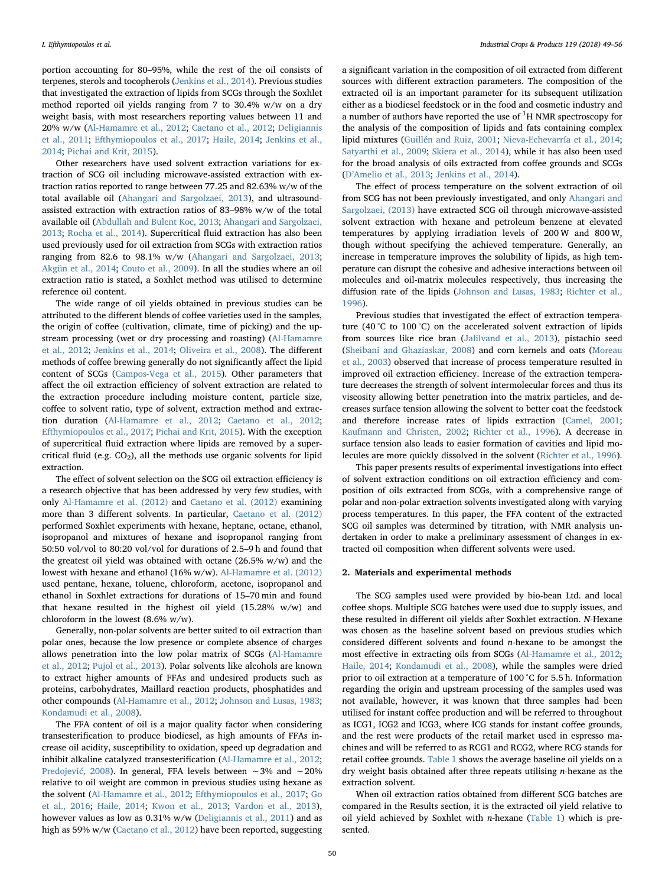portion accounting for 80–95%, while the rest of the oil consists of terpenes, sterols and tocopherols (Jenkins et al., 2014). Previous studies that investigated the extraction of lipids from SCGs through the Soxhlet method reported oil yields ranging from 7 to 30.4% w/w on a dry weight basis, with most researchers reporting values between 11 and 20% w/w (Al-Hamamre et al., 2012; Caetano et al., 2012; Deligiannis et al., 2011; Efthymiopoulos et al., 2017; Haile, 2014; Jenkins et al., 2014; Pichai and Krit, 2015).

Other researchers have used solvent extraction variations for extraction of SCG oil including microwave-assisted extraction with extraction ratios reported to range between 77.25 and 82.63% w/w of the total available oil (Ahangari and Sargolzaei, 2013), and ultrasound-assisted extraction with extraction ratios of 83–98% w/w of the total available oil (Abdullah and Bulent Koc, 2013; Ahangari and Sargolzaei, 2013; Rocha et al., 2014). Supercritical fluid extraction has also been used previously used for oil extraction from SCGs with extraction ratios ranging from 82.6 to 98.1% w/w (Ahangari and Sargolzaei, 2013; Akgün et al., 2014; Couto et al., 2009). In all the studies where an oil extraction ratio is stated, a Soxhlet method was utilised to determine reference oil content.

The wide range of oil yields obtained in previous studies can be attributed to the different blends of coffee varieties used in the samples, the origin of coffee (cultivation, climate, time of picking) and the upstream processing (wet or dry processing and roasting) (Al-Hamamre et al., 2012; Jenkins et al., 2014; Oliveira et al., 2008). The different methods of coffee brewing generally do not significantly affect the lipid content of SCGs (Campos-Vega et al., 2015). Other parameters that affect the oil extraction efficiency of solvent extraction are related to the extraction procedure including moisture content, particle size, coffee to solvent ratio, type of solvent, extraction method and extraction duration (Al-Hamamre et al., 2012; Caetano et al., 2012; Efthymiopoulos et al., 2017; Pichai and Krit, 2015). With the exception of supercritical fluid extraction where lipids are removed by a supercritical fluid (e.g. $CO_2$), all the methods use organic solvents for lipid extraction.

The effect of solvent selection on the SCG oil extraction efficiency is a research objective that has been addressed by very few studies, with only Al-Hamamre et al. (2012) and Caetano et al. (2012) examining more than 3 different solvents. In particular, Caetano et al. (2012) performed Soxhlet experiments with hexane, heptane, octane, ethanol, isopropanol and mixtures of hexane and isopropanol ranging from 50:50 vol/vol to 80:20 vol/vol for durations of 2.5–9 h and found that the greatest oil yield was obtained with octane (26.5% w/w) and the lowest with hexane and ethanol (16% w/w). Al-Hamamre et al. (2012) used pentane, hexane, toluene, chloroform, acetone, isopropanol and ethanol in Soxhlet extractions for durations of 15–70 min and found that hexane resulted in the highest oil yield (15.28% w/w) and chloroform in the lowest (8.6% w/w).

Generally, non-polar solvents are better suited to oil extraction than polar ones, because the low presence or complete absence of charges allows penetration into the low polar matrix of SCGs (Al-Hamamre et al., 2012; Pujol et al., 2013). Polar solvents like alcohols are known to extract higher amounts of FFAs and undesired products such as proteins, carbohydrates, Maillard reaction products, phosphatides and other compounds (Al-Hamamre et al., 2012; Johnson and Lusas, 1983; Kondamudi et al., 2008).

The FFA content of oil is a major quality factor when considering transesterification to produce biodiesel, as high amounts of FFAs increase oil acidity, susceptibility to oxidation, speed up degradation and inhibit alkaline catalyzed transesterification (Al-Hamamre et al., 2012; Predojević, 2008). In general, FFA levels between ∼3% and ∼20% relative to oil weight are common in previous studies using hexane as the solvent (Al-Hamamre et al., 2012; Efthymiopoulos et al., 2017; Go et al., 2016; Haile, 2014; Kwon et al., 2013; Vardon et al., 2013), however values as low as 0.31% w/w (Deligiannis et al., 2011) and as high as 59% w/w (Caetano et al., 2012) have been reported, suggesting a significant variation in the composition of oil extracted from different sources with different extraction parameters. The composition of the extracted oil is an important parameter for its subsequent utilization either as a biodiesel feedstock or in the food and cosmetic industry and a number of authors have reported the use of $^{1}H$ NMR spectroscopy for the analysis of the composition of lipids and fats containing complex lipid mixtures (Guillén and Ruiz, 2001; Nieva-Echevarría et al., 2014; Satyarthi et al., 2009; Skiera et al., 2014), while it has also been used for the broad analysis of oils extracted from coffee grounds and SCGs (D'Amelio et al., 2013; Jenkins et al., 2014).

The effect of process temperature on the solvent extraction of oil from SCG has not been previously investigated, and only Ahangari and Sargolzaei, (2013) have extracted SCG oil through microwave-assisted solvent extraction with hexane and petroleum benzene at elevated temperatures by applying irradiation levels of 200 W and 800 W, though without specifying the achieved temperature. Generally, an increase in temperature improves the solubility of lipids, as high temperature can disrupt the cohesive and adhesive interactions between oil molecules and oil-matrix molecules respectively, thus increasing the diffusion rate of the lipids (Johnson and Lusas, 1983; Richter et al., 1996).

Previous studies that investigated the effect of extraction temperature (40 °C to 100 °C) on the accelerated solvent extraction of lipids from sources like rice bran (Jalilvand et al., 2013), pistachio seed (Sheibani and Ghaziaskar, 2008) and corn kernels and oats (Moreau et al., 2003) observed that increase of process temperature resulted in improved oil extraction efficiency. Increase of the extraction temperature decreases the strength of solvent intermolecular forces and thus its viscosity allowing better penetration into the matrix particles, and decreases surface tension allowing the solvent to better coat the feedstock and therefore increase rates of lipids extraction (Camel, 2001; Kaufmann and Christen, 2002; Richter et al., 1996). A decrease in surface tension also leads to easier formation of cavities and lipid molecules are more quickly dissolved in the solvent (Richter et al., 1996).

This paper presents results of experimental investigations into effect of solvent extraction conditions on oil extraction efficiency and composition of oils extracted from SCGs, with a comprehensive range of polar and non-polar extraction solvents investigated along with varying process temperatures. In this paper, the FFA content of the extracted SCG oil samples was determined by titration, with NMR analysis undertaken in order to make a preliminary assessment of changes in extracted oil composition when different solvents were used.

## 2. Materials and experimental methods

The SCG samples used were provided by bio-bean Ltd. and local coffee shops. Multiple SCG batches were used due to supply issues, and these resulted in different oil yields after Soxhlet extraction. *N*-Hexane was chosen as the baseline solvent based on previous studies which considered different solvents and found *n*-hexane to be amongst the most effective in extracting oils from SCGs (Al-Hamamre et al., 2012; Haile, 2014; Kondamudi et al., 2008), while the samples were dried prior to oil extraction at a temperature of 100 °C for 5.5 h. Information regarding the origin and upstream processing of the samples used was not available, however, it was known that three samples had been utilised for instant coffee production and will be referred to throughout as ICG1, ICG2 and ICG3, where ICG stands for instant coffee grounds, and the rest were products of the retail market used in espresso machines and will be referred to as RCG1 and RCG2, where RCG stands for retail coffee grounds. Table 1 shows the average baseline oil yields on a dry weight basis obtained after three repeats utilising *n*-hexane as the extraction solvent.

When oil extraction ratios obtained from different SCG batches are compared in the Results section, it is the extracted oil yield relative to oil yield achieved by Soxhlet with *n*-hexane (Table 1) which is presented.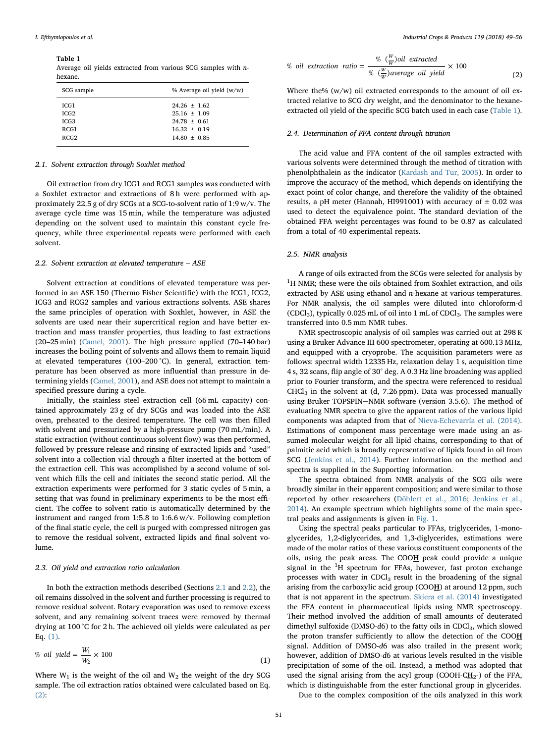**Table 1**
Average oil yields extracted from various SCG samples with *n*-hexane.

| SCG sample | % Average oil yield (w/w) |
|---|---|
| ICG1 | 24.26 ± 1.62 |
| ICG2 | 25.16 ± 1.09 |
| ICG3 | 24.78 ± 0.61 |
| RCG1 | 16.32 ± 0.19 |
| RCG2 | 14.80 ± 0.85 |

### 2.1. Solvent extraction through Soxhlet method

Oil extraction from dry ICG1 and RCG1 samples was conducted with a Soxhlet extractor and extractions of 8 h were performed with approximately 22.5 g of dry SCGs at a SCG-to-solvent ratio of 1:9 w/v. The average cycle time was 15 min, while the temperature was adjusted depending on the solvent used to maintain this constant cycle frequency, while three experimental repeats were performed with each solvent.

### 2.2. Solvent extraction at elevated temperature – ASE

Solvent extraction at conditions of elevated temperature was performed in an ASE 150 (Thermo Fisher Scientific) with the ICG1, ICG2, ICG3 and RCG2 samples and various extractions solvents. ASE shares the same principles of operation with Soxhlet, however, in ASE the solvents are used near their supercritical region and have better extraction and mass transfer properties, thus leading to fast extractions (20–25 min) (Camel, 2001). The high pressure applied (70–140 bar) increases the boiling point of solvents and allows them to remain liquid at elevated temperatures (100–200 °C). In general, extraction temperature has been observed as more influential than pressure in determining yields (Camel, 2001), and ASE does not attempt to maintain a specified pressure during a cycle.

Initially, the stainless steel extraction cell (66 mL capacity) contained approximately 23 g of dry SCGs and was loaded into the ASE oven, preheated to the desired temperature. The cell was then filled with solvent and pressurized by a high-pressure pump (70 mL/min). A static extraction (without continuous solvent flow) was then performed, followed by pressure release and rinsing of extracted lipids and "used" solvent into a collection vial through a filter inserted at the bottom of the extraction cell. This was accomplished by a second volume of solvent which fills the cell and initiates the second static period. All the extraction experiments were performed for 3 static cycles of 5 min, a setting that was found in preliminary experiments to be the most efficient. The coffee to solvent ratio is automatically determined by the instrument and ranged from 1:5.8 to 1:6.6 w/v. Following completion of the final static cycle, the cell is purged with compressed nitrogen gas to remove the residual solvent, extracted lipids and final solvent volume.

### 2.3. Oil yield and extraction ratio calculation

In both the extraction methods described (Sections 2.1 and 2.2), the oil remains dissolved in the solvent and further processing is required to remove residual solvent. Rotary evaporation was used to remove excess solvent, and any remaining solvent traces were removed by thermal drying at 100 °C for 2 h. The achieved oil yields were calculated as per Eq. (1).

$$\%\ oil\ \ yield = \frac{W_1}{W_2} \times 100 \tag{1}$$

Where $W_1$ is the weight of the oil and $W_2$ the weight of the dry SCG sample. The oil extraction ratios obtained were calculated based on Eq. (2):

$$\%\ oil\ \ extraction\ \ ratio = \frac{\%\ (\frac{W}{W})oil\ \ extracted}{\%\ (\frac{W}{W})average\ \ oil\ \ yield} \times 100 \tag{2}$$

Where the% (w/w) oil extracted corresponds to the amount of oil extracted relative to SCG dry weight, and the denominator to the hexane-extracted oil yield of the specific SCG batch used in each case (Table 1).

### 2.4. Determination of FFA content through titration

The acid value and FFA content of the oil samples extracted with various solvents were determined through the method of titration with phenolphthalein as the indicator (Kardash and Tur, 2005). In order to improve the accuracy of the method, which depends on identifying the exact point of color change, and therefore the validity of the obtained results, a pH meter (Hannah, HI991001) with accuracy of ± 0.02 was used to detect the equivalence point. The standard deviation of the obtained FFA weight percentages was found to be 0.87 as calculated from a total of 40 experimental repeats.

### 2.5. NMR analysis

A range of oils extracted from the SCGs were selected for analysis by $^1$H NMR; these were the oils obtained from Soxhlet extraction, and oils extracted by ASE using ethanol and *n*-hexane at various temperatures. For NMR analysis, the oil samples were diluted into chloroform-d ($CDCl_3$), typically 0.025 mL of oil into 1 mL of $CDCl_3$. The samples were transferred into 0.5 mm NMR tubes.

NMR spectroscopic analysis of oil samples was carried out at 298 K using a Bruker Advance III 600 spectrometer, operating at 600.13 MHz, and equipped with a cryoprobe. The acquisition parameters were as follows: spectral width 12335 Hz, relaxation delay 1 s, acquisition time 4 s, 32 scans, flip angle of 30° deg. A 0.3 Hz line broadening was applied prior to Fourier transform, and the spectra were referenced to residual $CHCl_3$ in the solvent at (d, 7.26 ppm). Data was processed manually using Bruker TOPSPIN−NMR software (version 3.5.6). The method of evaluating NMR spectra to give the apparent ratios of the various lipid components was adapted from that of Nieva-Echevarría et al. (2014). Estimations of component mass percentage were made using an assumed molecular weight for all lipid chains, corresponding to that of palmitic acid which is broadly representative of lipids found in oil from SCG (Jenkins et al., 2014). Further information on the method and spectra is supplied in the Supporting information.

The spectra obtained from NMR analysis of the SCG oils were broadly similar in their apparent composition; and were similar to those reported by other researchers (Döhlert et al., 2016; Jenkins et al., 2014). An example spectrum which highlights some of the main spectral peaks and assignments is given in Fig. 1.

Using the spectral peaks particular to FFAs, triglycerides, 1-monoglycerides, 1,2-diglycerides, and 1,3-diglycerides, estimations were made of the molar ratios of these various constituent components of the oils, using the peak areas. The COO**H** peak could provide a unique signal in the $^1$H spectrum for FFAs, however, fast proton exchange processes with water in $CDCl_3$ result in the broadening of the signal arising from the carboxylic acid group (COO**H**) at around 12 ppm, such that is not apparent in the spectrum. Skiera et al. (2014) investigated the FFA content in pharmaceutical lipids using NMR spectroscopy. Their method involved the addition of small amounts of deuterated dimethyl sulfoxide (DMSO-*d6*) to the fatty oils in $CDCl_3$, which slowed the proton transfer sufficiently to allow the detection of the COO**H** signal. Addition of DMSO-*d6* was also trailed in the present work; however, addition of DMSO-*d6* at various levels resulted in the visible precipitation of some of the oil. Instead, a method was adopted that used the signal arising from the acyl group (COOH-C**H**$_2$-) of the FFA, which is distinguishable from the ester functional group in glycerides.

Due to the complex composition of the oils analyzed in this work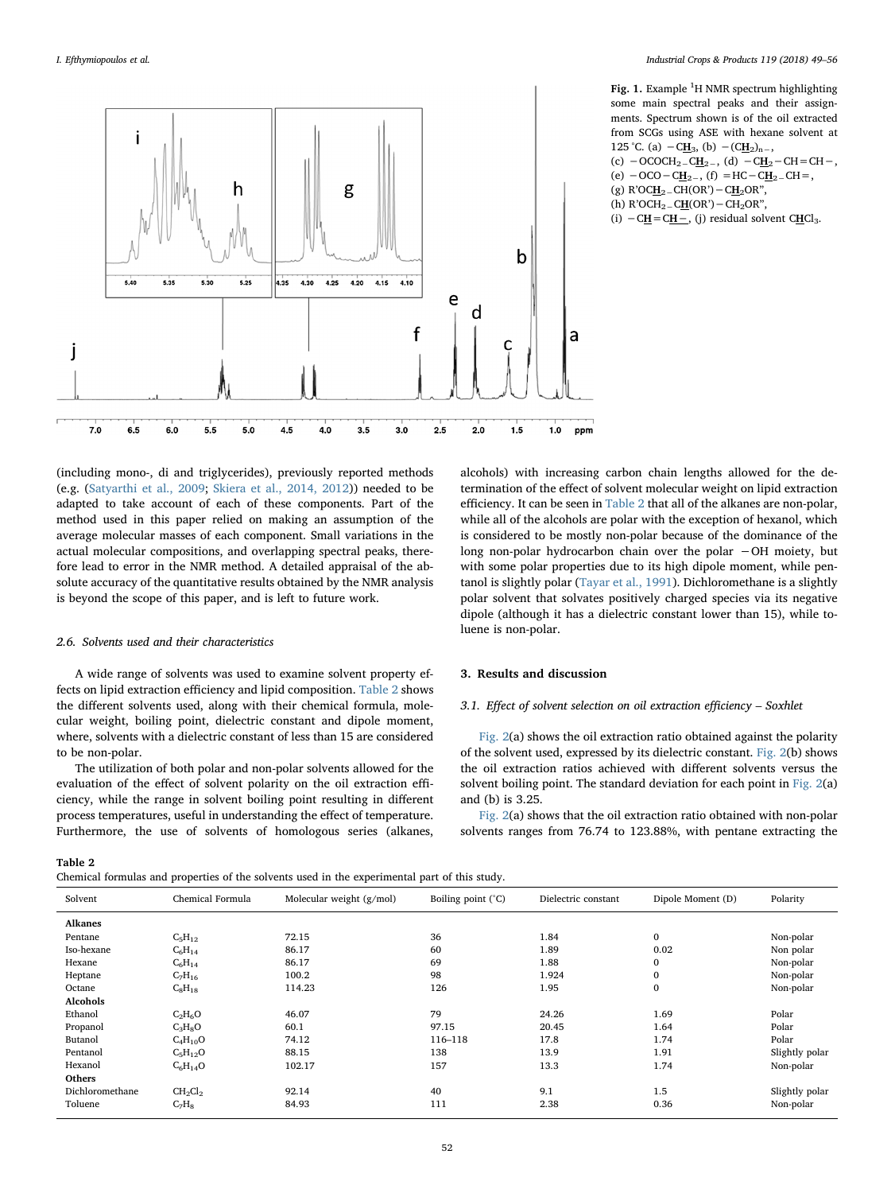**Fig. 1.** Example $^{1}$H NMR spectrum highlighting some main spectral peaks and their assignments. Spectrum shown is of the oil extracted from SCGs using ASE with hexane solvent at 125 °C. (a) $-C\underline{H}_3$, (b) $-(C\underline{H}_2)_{n-}$, (c) $-OCOCH_2-C\underline{H}_2-$, (d) $-C\underline{H}_2-CH=CH-$, (e) $-OCO-C\underline{H}_2-$, (f) $=HC-C\underline{H}_2-CH=$, (g) $R'OC\underline{H}_2-CH(OR')-C\underline{H}_2OR''$, (h) $R'OCH_2-C\underline{H}(OR')-CH_2OR''$, (i) $-C\underline{H}=C\underline{H}-$, (j) residual solvent $C\underline{H}Cl_3$.

(including mono-, di and triglycerides), previously reported methods (e.g. (Satyarthi et al., 2009; Skiera et al., 2014, 2012)) needed to be adapted to take account of each of these components. Part of the method used in this paper relied on making an assumption of the average molecular masses of each component. Small variations in the actual molecular compositions, and overlapping spectral peaks, therefore lead to error in the NMR method. A detailed appraisal of the absolute accuracy of the quantitative results obtained by the NMR analysis is beyond the scope of this paper, and is left to future work.

### 2.6. Solvents used and their characteristics

A wide range of solvents was used to examine solvent property effects on lipid extraction efficiency and lipid composition. Table 2 shows the different solvents used, along with their chemical formula, molecular weight, boiling point, dielectric constant and dipole moment, where, solvents with a dielectric constant of less than 15 are considered to be non-polar.

The utilization of both polar and non-polar solvents allowed for the evaluation of the effect of solvent polarity on the oil extraction efficiency, while the range in solvent boiling point resulting in different process temperatures, useful in understanding the effect of temperature. Furthermore, the use of solvents of homologous series (alkanes, alcohols) with increasing carbon chain lengths allowed for the determination of the effect of solvent molecular weight on lipid extraction efficiency. It can be seen in Table 2 that all of the alkanes are non-polar, while all of the alcohols are polar with the exception of hexanol, which is considered to be mostly non-polar because of the dominance of the long non-polar hydrocarbon chain over the polar $-OH$ moiety, but with some polar properties due to its high dipole moment, while pentanol is slightly polar (Tayar et al., 1991). Dichloromethane is a slightly polar solvent that solvates positively charged species via its negative dipole (although it has a dielectric constant lower than 15), while toluene is non-polar.

## 3. Results and discussion

### 3.1. Effect of solvent selection on oil extraction efficiency – Soxhlet

Fig. 2(a) shows the oil extraction ratio obtained against the polarity of the solvent used, expressed by its dielectric constant. Fig. 2(b) shows the oil extraction ratios achieved with different solvents versus the solvent boiling point. The standard deviation for each point in Fig. 2(a) and (b) is 3.25.

Fig. 2(a) shows that the oil extraction ratio obtained with non-polar solvents ranges from 76.74 to 123.88%, with pentane extracting the

**Table 2**
Chemical formulas and properties of the solvents used in the experimental part of this study.

| Solvent | Chemical Formula | Molecular weight (g/mol) | Boiling point (°C) | Dielectric constant | Dipole Moment (D) | Polarity |
|---|---|---|---|---|---|---|
| **Alkanes** | | | | | | |
| Pentane | $C_5H_{12}$ | 72.15 | 36 | 1.84 | 0 | Non-polar |
| Iso-hexane | $C_6H_{14}$ | 86.17 | 60 | 1.89 | 0.02 | Non polar |
| Hexane | $C_6H_{14}$ | 86.17 | 69 | 1.88 | 0 | Non-polar |
| Heptane | $C_7H_{16}$ | 100.2 | 98 | 1.924 | 0 | Non-polar |
| Octane | $C_8H_{18}$ | 114.23 | 126 | 1.95 | 0 | Non-polar |
| **Alcohols** | | | | | | |
| Ethanol | $C_2H_6O$ | 46.07 | 79 | 24.26 | 1.69 | Polar |
| Propanol | $C_3H_8O$ | 60.1 | 97.15 | 20.45 | 1.64 | Polar |
| Butanol | $C_4H_{10}O$ | 74.12 | 116–118 | 17.8 | 1.74 | Polar |
| Pentanol | $C_5H_{12}O$ | 88.15 | 138 | 13.9 | 1.91 | Slightly polar |
| Hexanol | $C_6H_{14}O$ | 102.17 | 157 | 13.3 | 1.74 | Non-polar |
| **Others** | | | | | | |
| Dichloromethane | $CH_2Cl_2$ | 92.14 | 40 | 9.1 | 1.5 | Slightly polar |
| Toluene | $C_7H_8$ | 84.93 | 111 | 2.38 | 0.36 | Non-polar |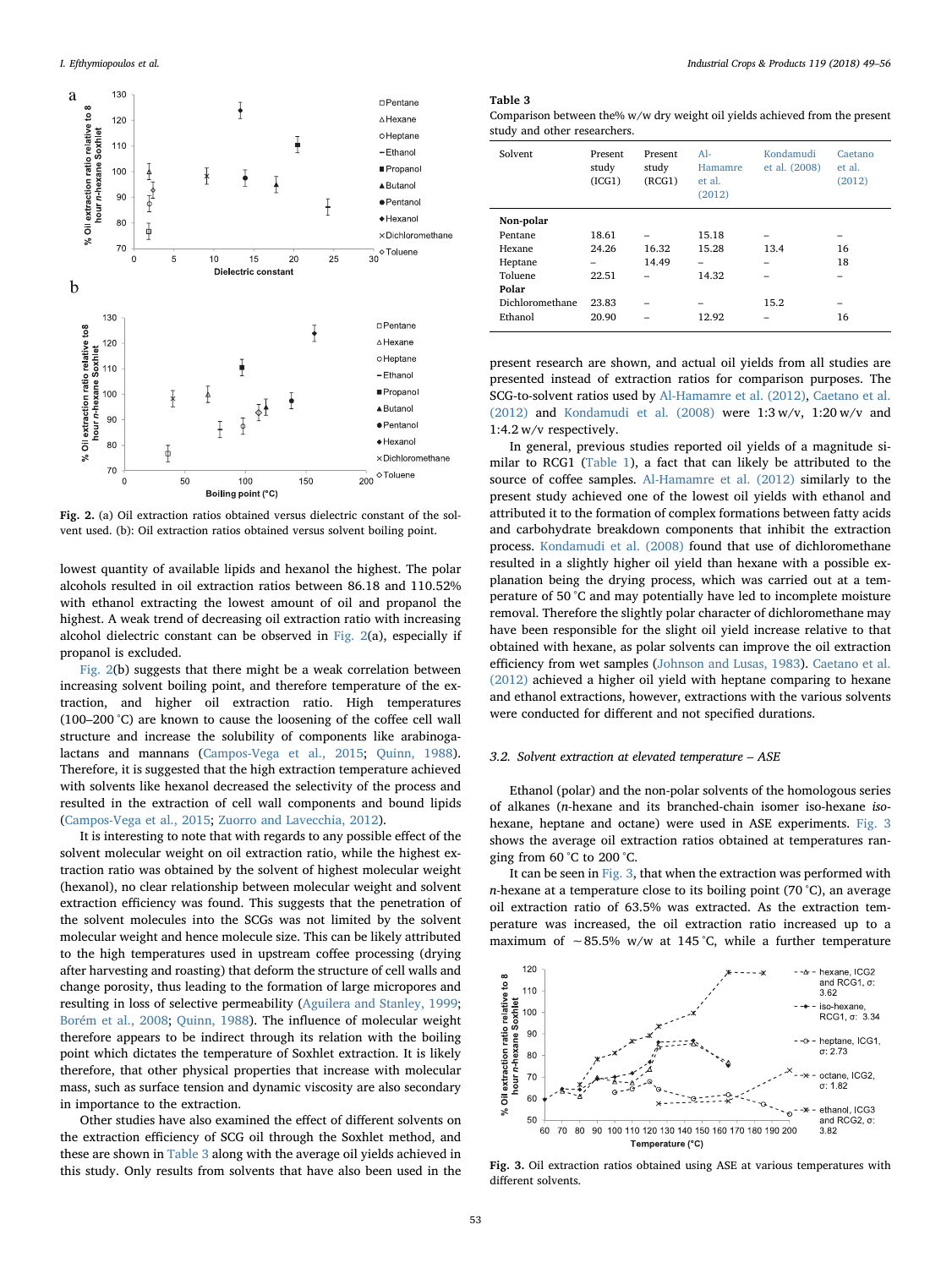Fig. 2. (a) Oil extraction ratios obtained versus dielectric constant of the solvent used. (b): Oil extraction ratios obtained versus solvent boiling point.

lowest quantity of available lipids and hexanol the highest. The polar alcohols resulted in oil extraction ratios between 86.18 and 110.52% with ethanol extracting the lowest amount of oil and propanol the highest. A weak trend of decreasing oil extraction ratio with increasing alcohol dielectric constant can be observed in Fig. 2(a), especially if propanol is excluded.

Fig. 2(b) suggests that there might be a weak correlation between increasing solvent boiling point, and therefore temperature of the extraction, and higher oil extraction ratio. High temperatures (100–200 °C) are known to cause the loosening of the coffee cell wall structure and increase the solubility of components like arabinogalactans and mannans (Campos-Vega et al., 2015; Quinn, 1988). Therefore, it is suggested that the high extraction temperature achieved with solvents like hexanol decreased the selectivity of the process and resulted in the extraction of cell wall components and bound lipids (Campos-Vega et al., 2015; Zuorro and Lavecchia, 2012).

It is interesting to note that with regards to any possible effect of the solvent molecular weight on oil extraction ratio, while the highest extraction ratio was obtained by the solvent of highest molecular weight (hexanol), no clear relationship between molecular weight and solvent extraction efficiency was found. This suggests that the penetration of the solvent molecules into the SCGs was not limited by the solvent molecular weight and hence molecule size. This can be likely attributed to the high temperatures used in upstream coffee processing (drying after harvesting and roasting) that deform the structure of cell walls and change porosity, thus leading to the formation of large micropores and resulting in loss of selective permeability (Aguilera and Stanley, 1999; Borém et al., 2008; Quinn, 1988). The influence of molecular weight therefore appears to be indirect through its relation with the boiling point which dictates the temperature of Soxhlet extraction. It is likely therefore, that other physical properties that increase with molecular mass, such as surface tension and dynamic viscosity are also secondary in importance to the extraction.

Other studies have also examined the effect of different solvents on the extraction efficiency of SCG oil through the Soxhlet method, and these are shown in Table 3 along with the average oil yields achieved in this study. Only results from solvents that have also been used in the present research are shown, and actual oil yields from all studies are presented instead of extraction ratios for comparison purposes. The SCG-to-solvent ratios used by Al-Hamamre et al. (2012), Caetano et al. (2012) and Kondamudi et al. (2008) were 1:3 w/v, 1:20 w/v and 1:4.2 w/v respectively.

**Table 3**
Comparison between the% w/w dry weight oil yields achieved from the present study and other researchers.

| Solvent | Present study (ICG1) | Present study (RCG1) | Al-Hamamre et al. (2012) | Kondamudi et al. (2008) | Caetano et al. (2012) |
|---|---|---|---|---|---|
| **Non-polar** | | | | | |
| Pentane | 18.61 | – | 15.18 | – | – |
| Hexane | 24.26 | 16.32 | 15.28 | 13.4 | 16 |
| Heptane | – | 14.49 | – | – | 18 |
| Toluene | 22.51 | – | 14.32 | – | – |
| **Polar** | | | | | |
| Dichloromethane | 23.83 | – | – | 15.2 | – |
| Ethanol | 20.90 | – | 12.92 | – | 16 |

In general, previous studies reported oil yields of a magnitude similar to RCG1 (Table 1), a fact that can likely be attributed to the source of coffee samples. Al-Hamamre et al. (2012) similarly to the present study achieved one of the lowest oil yields with ethanol and attributed it to the formation of complex formations between fatty acids and carbohydrate breakdown components that inhibit the extraction process. Kondamudi et al. (2008) found that use of dichloromethane resulted in a slightly higher oil yield than hexane with a possible explanation being the drying process, which was carried out at a temperature of 50 °C and may potentially have led to incomplete moisture removal. Therefore the slightly polar character of dichloromethane may have been responsible for the slight oil yield increase relative to that obtained with hexane, as polar solvents can improve the oil extraction efficiency from wet samples (Johnson and Lusas, 1983). Caetano et al. (2012) achieved a higher oil yield with heptane comparing to hexane and ethanol extractions, however, extractions with the various solvents were conducted for different and not specified durations.

### 3.2. Solvent extraction at elevated temperature – ASE

Ethanol (polar) and the non-polar solvents of the homologous series of alkanes (*n*-hexane and its branched-chain isomer iso-hexane *iso*-hexane, heptane and octane) were used in ASE experiments. Fig. 3 shows the average oil extraction ratios obtained at temperatures ranging from 60 °C to 200 °C.

It can be seen in Fig. 3, that when the extraction was performed with *n*-hexane at a temperature close to its boiling point (70 °C), an average oil extraction ratio of 63.5% was extracted. As the extraction temperature was increased, the oil extraction ratio increased up to a maximum of ~85.5% w/w at 145 °C, while a further temperature

Fig. 3. Oil extraction ratios obtained using ASE at various temperatures with different solvents.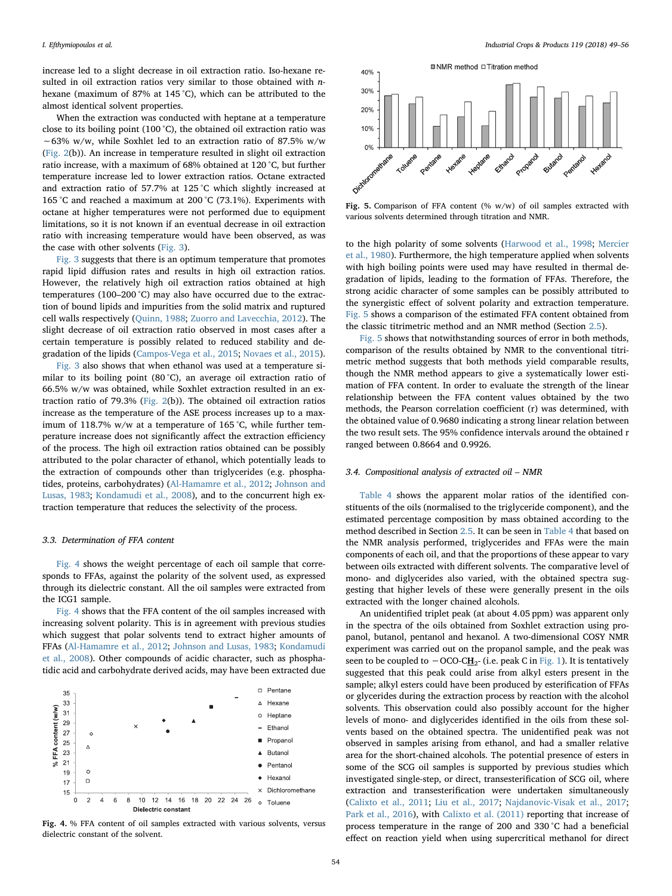increase led to a slight decrease in oil extraction ratio. Iso-hexane resulted in oil extraction ratios very similar to those obtained with *n*-hexane (maximum of 87% at 145 °C), which can be attributed to the almost identical solvent properties.

When the extraction was conducted with heptane at a temperature close to its boiling point (100 °C), the obtained oil extraction ratio was ~63% w/w, while Soxhlet led to an extraction ratio of 87.5% w/w (Fig. 2(b)). An increase in temperature resulted in slight oil extraction ratio increase, with a maximum of 68% obtained at 120 °C, but further temperature increase led to lower extraction ratios. Octane extracted and extraction ratio of 57.7% at 125 °C which slightly increased at 165 °C and reached a maximum at 200 °C (73.1%). Experiments with octane at higher temperatures were not performed due to equipment limitations, so it is not known if an eventual decrease in oil extraction ratio with increasing temperature would have been observed, as was the case with other solvents (Fig. 3).

Fig. 3 suggests that there is an optimum temperature that promotes rapid lipid diffusion rates and results in high oil extraction ratios. However, the relatively high oil extraction ratios obtained at high temperatures (100–200 °C) may also have occurred due to the extraction of bound lipids and impurities from the solid matrix and ruptured cell walls respectively (Quinn, 1988; Zuorro and Lavecchia, 2012). The slight decrease of oil extraction ratio observed in most cases after a certain temperature is possibly related to reduced stability and degradation of the lipids (Campos-Vega et al., 2015; Novaes et al., 2015).

Fig. 3 also shows that when ethanol was used at a temperature similar to its boiling point (80 °C), an average oil extraction ratio of 66.5% w/w was obtained, while Soxhlet extraction resulted in an extraction ratio of 79.3% (Fig. 2(b)). The obtained oil extraction ratios increase as the temperature of the ASE process increases up to a maximum of 118.7% w/w at a temperature of 165 °C, while further temperature increase does not significantly affect the extraction efficiency of the process. The high oil extraction ratios obtained can be possibly attributed to the polar character of ethanol, which potentially leads to the extraction of compounds other than triglycerides (e.g. phosphatides, proteins, carbohydrates) (Al-Hamamre et al., 2012; Johnson and Lusas, 1983; Kondamudi et al., 2008), and to the concurrent high extraction temperature that reduces the selectivity of the process.

### 3.3. Determination of FFA content

Fig. 4 shows the weight percentage of each oil sample that corresponds to FFAs, against the polarity of the solvent used, as expressed through its dielectric constant. All the oil samples were extracted from the ICG1 sample.

Fig. 4 shows that the FFA content of the oil samples increased with increasing solvent polarity. This is in agreement with previous studies which suggest that polar solvents tend to extract higher amounts of FFAs (Al-Hamamre et al., 2012; Johnson and Lusas, 1983; Kondamudi et al., 2008). Other compounds of acidic character, such as phosphatidic acid and carbohydrate derived acids, may have been extracted due

**Fig. 4.** % FFA content of oil samples extracted with various solvents, versus dielectric constant of the solvent.

**Fig. 5.** Comparison of FFA content (% w/w) of oil samples extracted with various solvents determined through titration and NMR.

to the high polarity of some solvents (Harwood et al., 1998; Mercier et al., 1980). Furthermore, the high temperature applied when solvents with high boiling points were used may have resulted in thermal degradation of lipids, leading to the formation of FFAs. Therefore, the strong acidic character of some samples can be possibly attributed to the synergistic effect of solvent polarity and extraction temperature. Fig. 5 shows a comparison of the estimated FFA content obtained from the classic titrimetric method and an NMR method (Section 2.5).

Fig. 5 shows that notwithstanding sources of error in both methods, comparison of the results obtained by NMR to the conventional titrimetric method suggests that both methods yield comparable results, though the NMR method appears to give a systematically lower estimation of FFA content. In order to evaluate the strength of the linear relationship between the FFA content values obtained by the two methods, the Pearson correlation coefficient (r) was determined, with the obtained value of 0.9680 indicating a strong linear relation between the two result sets. The 95% confidence intervals around the obtained r ranged between 0.8664 and 0.9926.

### 3.4. Compositional analysis of extracted oil – NMR

Table 4 shows the apparent molar ratios of the identified constituents of the oils (normalised to the triglyceride component), and the estimated percentage composition by mass obtained according to the method described in Section 2.5. It can be seen in Table 4 that based on the NMR analysis performed, triglycerides and FFAs were the main components of each oil, and that the proportions of these appear to vary between oils extracted with different solvents. The comparative level of mono- and diglycerides also varied, with the obtained spectra suggesting that higher levels of these were generally present in the oils extracted with the longer chained alcohols.

An unidentified triplet peak (at about 4.05 ppm) was apparent only in the spectra of the oils obtained from Soxhlet extraction using propanol, butanol, pentanol and hexanol. A two-dimensional COSY NMR experiment was carried out on the propanol sample, and the peak was seen to be coupled to −OCO-C**H**$_2$- (i.e. peak C in Fig. 1). It is tentatively suggested that this peak could arise from alkyl esters present in the sample; alkyl esters could have been produced by esterification of FFAs or glycerides during the extraction process by reaction with the alcohol solvents. This observation could also possibly account for the higher levels of mono- and diglycerides identified in the oils from these solvents based on the obtained spectra. The unidentified peak was not observed in samples arising from ethanol, and had a smaller relative area for the short-chained alcohols. The potential presence of esters in some of the SCG oil samples is supported by previous studies which investigated single-step, or direct, transesterification of SCG oil, where extraction and transesterification were undertaken simultaneously (Calixto et al., 2011; Liu et al., 2017; Najdanovic-Visak et al., 2017; Park et al., 2016), with Calixto et al. (2011) reporting that increase of process temperature in the range of 200 and 330 °C had a beneficial effect on reaction yield when using supercritical methanol for direct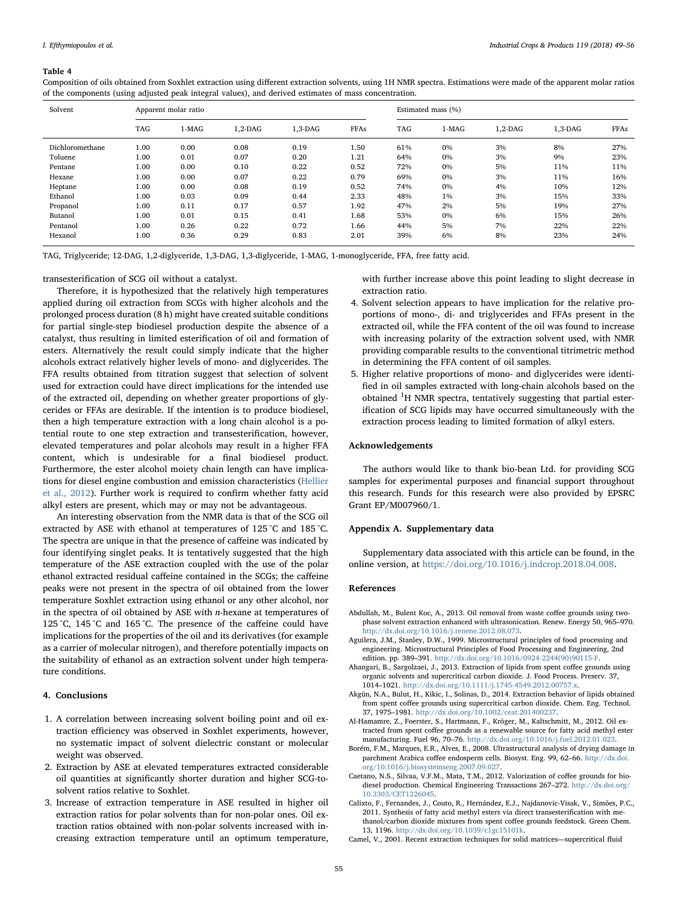**Table 4**

Composition of oils obtained from Soxhlet extraction using different extraction solvents, using 1H NMR spectra. Estimations were made of the apparent molar ratios of the components (using adjusted peak integral values), and derived estimates of mass concentration.

| Solvent | Apparent molar ratio | | | | | Estimated mass (%) | | | | |
|---|---|---|---|---|---|---|---|---|---|---|
| | TAG | 1-MAG | 1,2-DAG | 1,3-DAG | FFAs | TAG | 1-MAG | 1,2-DAG | 1,3-DAG | FFAs |
| Dichloromethane | 1.00 | 0.00 | 0.08 | 0.19 | 1.50 | 61% | 0% | 3% | 8% | 27% |
| Toluene | 1.00 | 0.01 | 0.07 | 0.20 | 1.21 | 64% | 0% | 3% | 9% | 23% |
| Pentane | 1.00 | 0.00 | 0.10 | 0.22 | 0.52 | 72% | 0% | 5% | 11% | 11% |
| Hexane | 1.00 | 0.00 | 0.07 | 0.22 | 0.79 | 69% | 0% | 3% | 11% | 16% |
| Heptane | 1.00 | 0.00 | 0.08 | 0.19 | 0.52 | 74% | 0% | 4% | 10% | 12% |
| Ethanol | 1.00 | 0.03 | 0.09 | 0.44 | 2.33 | 48% | 1% | 3% | 15% | 33% |
| Propanol | 1.00 | 0.11 | 0.17 | 0.57 | 1.92 | 47% | 2% | 5% | 19% | 27% |
| Butanol | 1.00 | 0.01 | 0.15 | 0.41 | 1.68 | 53% | 0% | 6% | 15% | 26% |
| Pentanol | 1.00 | 0.26 | 0.22 | 0.72 | 1.66 | 44% | 5% | 7% | 22% | 22% |
| Hexanol | 1.00 | 0.36 | 0.29 | 0.83 | 2.01 | 39% | 6% | 8% | 23% | 24% |

TAG, Triglyceride; 12-DAG, 1,2-diglyceride, 1,3-DAG, 1,3-diglyceride, 1-MAG, 1-monoglyceride, FFA, free fatty acid.

transesterification of SCG oil without a catalyst.

Therefore, it is hypothesized that the relatively high temperatures applied during oil extraction from SCGs with higher alcohols and the prolonged process duration (8 h) might have created suitable conditions for partial single-step biodiesel production despite the absence of a catalyst, thus resulting in limited esterification of oil and formation of esters. Alternatively the result could simply indicate that the higher alcohols extract relatively higher levels of mono- and diglycerides. The FFA results obtained from titration suggest that selection of solvent used for extraction could have direct implications for the intended use of the extracted oil, depending on whether greater proportions of glycerides or FFAs are desirable. If the intention is to produce biodiesel, then a high temperature extraction with a long chain alcohol is a potential route to one step extraction and transesterification, however, elevated temperatures and polar alcohols may result in a higher FFA content, which is undesirable for a final biodiesel product. Furthermore, the ester alcohol moiety chain length can have implications for diesel engine combustion and emission characteristics (Hellier et al., 2012). Further work is required to confirm whether fatty acid alkyl esters are present, which may or may not be advantageous.

An interesting observation from the NMR data is that of the SCG oil extracted by ASE with ethanol at temperatures of 125 °C and 185 °C. The spectra are unique in that the presence of caffeine was indicated by four identifying singlet peaks. It is tentatively suggested that the high temperature of the ASE extraction coupled with the use of the polar ethanol extracted residual caffeine contained in the SCGs; the caffeine peaks were not present in the spectra of oil obtained from the lower temperature Soxhlet extraction using ethanol or any other alcohol, nor in the spectra of oil obtained by ASE with *n*-hexane at temperatures of 125 °C, 145 °C and 165 °C. The presence of the caffeine could have implications for the properties of the oil and its derivatives (for example as a carrier of molecular nitrogen), and therefore potentially impacts on the suitability of ethanol as an extraction solvent under high temperature conditions.

## 4. Conclusions

1. A correlation between increasing solvent boiling point and oil extraction efficiency was observed in Soxhlet experiments, however, no systematic impact of solvent dielectric constant or molecular weight was observed.
2. Extraction by ASE at elevated temperatures extracted considerable oil quantities at significantly shorter duration and higher SCG-to-solvent ratios relative to Soxhlet.
3. Increase of extraction temperature in ASE resulted in higher oil extraction ratios for polar solvents than for non-polar ones. Oil extraction ratios obtained with non-polar solvents increased with increasing extraction temperature until an optimum temperature, with further increase above this point leading to slight decrease in extraction ratio.
4. Solvent selection appears to have implication for the relative proportions of mono-, di- and triglycerides and FFAs present in the extracted oil, while the FFA content of the oil was found to increase with increasing polarity of the extraction solvent used, with NMR providing comparable results to the conventional titrimetric method in determining the FFA content of oil samples.
5. Higher relative proportions of mono- and diglycerides were identified in oil samples extracted with long-chain alcohols based on the obtained $^1$H NMR spectra, tentatively suggesting that partial esterification of SCG lipids may have occurred simultaneously with the extraction process leading to limited formation of alkyl esters.

## Acknowledgements

The authors would like to thank bio-bean Ltd. for providing SCG samples for experimental purposes and financial support throughout this research. Funds for this research were also provided by EPSRC Grant EP/M007960/1.

## Appendix A. Supplementary data

Supplementary data associated with this article can be found, in the online version, at https://doi.org/10.1016/j.indcrop.2018.04.008.

## References

Abdullah, M., Bulent Koc, A., 2013. Oil removal from waste coffee grounds using two-phase solvent extraction enhanced with ultrasonication. Renew. Energy 50, 965–970. http://dx.doi.org/10.1016/j.renene.2012.08.073.

Aguilera, J.M., Stanley, D.W., 1999. Microstructural principles of food processing and engineering. Microstructural Principles of Food Processing and Engineering, 2nd edition. pp. 389–391. http://dx.doi.org/10.1016/0924-2244(90)90115-F.

Ahangari, B., Sargolzaei, J., 2013. Extraction of lipids from spent coffee grounds using organic solvents and supercritical carbon dioxide. J. Food Process. Preserv. 37, 1014–1021. http://dx.doi.org/10.1111/j.1745-4549.2012.00757.x.

Akgün, N.A., Bulut, H., Kikic, I., Solinas, D., 2014. Extraction behavior of lipids obtained from spent coffee grounds using supercritical carbon dioxide. Chem. Eng. Technol. 37, 1975–1981. http://dx.doi.org/10.1002/ceat.201400237.

Al-Hamamre, Z., Foerster, S., Hartmann, F., Kröger, M., Kaltschmitt, M., 2012. Oil extracted from spent coffee grounds as a renewable source for fatty acid methyl ester manufacturing. Fuel 96, 70–76. http://dx.doi.org/10.1016/j.fuel.2012.01.023.

Borém, F.M., Marques, E.R., Alves, E., 2008. Ultrastructural analysis of drying damage in parchment Arabica coffee endosperm cells. Biosyst. Eng. 99, 62–66. http://dx.doi.org/10.1016/j.biosystemseng.2007.09.027.

Caetano, N.S., Silvaa, V.F.M., Mata, T.M., 2012. Valorization of coffee grounds for biodiesel production. Chemical Engineering Transactions 267–272. http://dx.doi.org/10.3303/CET1226045.

Calixto, F., Fernandes, J., Couto, R., Hernández, E.J., Najdanovic-Visak, V., Simões, P.C., 2011. Synthesis of fatty acid methyl esters via direct transesterification with methanol/carbon dioxide mixtures from spent coffee grounds feedstock. Green Chem. 13, 1196. http://dx.doi.org/10.1039/c1gc15101k.

Camel, V., 2001. Recent extraction techniques for solid matrices—supercritical fluid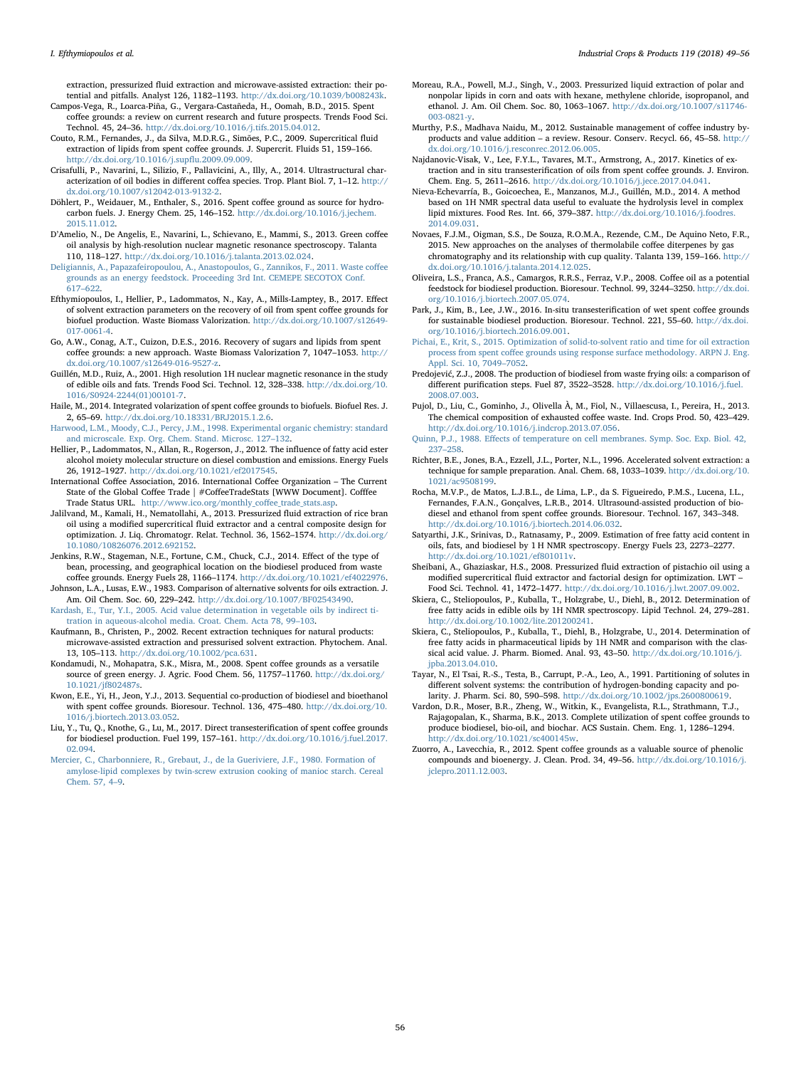extraction, pressurized fluid extraction and microwave-assisted extraction: their potential and pitfalls. Analyst 126, 1182–1193. http://dx.doi.org/10.1039/b008243k.

Campos-Vega, R., Loarca-Piña, G., Vergara-Castañeda, H., Oomah, B.D., 2015. Spent coffee grounds: a review on current research and future prospects. Trends Food Sci. Technol. 45, 24–36. http://dx.doi.org/10.1016/j.tifs.2015.04.012.

Couto, R.M., Fernandes, J., da Silva, M.D.R.G., Simões, P.C., 2009. Supercritical fluid extraction of lipids from spent coffee grounds. J. Supercrit. Fluids 51, 159–166. http://dx.doi.org/10.1016/j.supflu.2009.09.009.

Crisafulli, P., Navarini, L., Silizio, F., Pallavicini, A., Illy, A., 2014. Ultrastructural characterization of oil bodies in different coffea species. Trop. Plant Biol. 7, 1–12. http://dx.doi.org/10.1007/s12042-013-9132-2.

Döhlert, P., Weidauer, M., Enthaler, S., 2016. Spent coffee ground as source for hydrocarbon fuels. J. Energy Chem. 25, 146–152. http://dx.doi.org/10.1016/j.jechem.2015.11.012.

D'Amelio, N., De Angelis, E., Navarini, L., Schievano, E., Mammi, S., 2013. Green coffee oil analysis by high-resolution nuclear magnetic resonance spectroscopy. Talanta 110, 118–127. http://dx.doi.org/10.1016/j.talanta.2013.02.024.

Deligiannis, A., Papazafeiropoulou, A., Anastopoulos, G., Zannikos, F., 2011. Waste coffee grounds as an energy feedstock. Proceeding 3rd Int. CEMEPE SECOTOX Conf. 617–622.

Efthymiopoulos, I., Hellier, P., Ladommatos, N., Kay, A., Mills-Lamptey, B., 2017. Effect of solvent extraction parameters on the recovery of oil from spent coffee grounds for biofuel production. Waste Biomass Valorization. http://dx.doi.org/10.1007/s12649-017-0061-4.

Go, A.W., Conag, A.T., Cuizon, D.E.S., 2016. Recovery of sugars and lipids from spent coffee grounds: a new approach. Waste Biomass Valorization 7, 1047–1053. http://dx.doi.org/10.1007/s12649-016-9527-z.

Guillén, M.D., Ruiz, A., 2001. High resolution 1H nuclear magnetic resonance in the study of edible oils and fats. Trends Food Sci. Technol. 12, 328–338. http://dx.doi.org/10.1016/S0924-2244(01)00101-7.

Haile, M., 2014. Integrated volarization of spent coffee grounds to biofuels. Biofuel Res. J. 2, 65–69. http://dx.doi.org/10.18331/BRJ2015.1.2.6.

Harwood, L.M., Moody, C.J., Percy, J.M., 1998. Experimental organic chemistry: standard and microscale. Exp. Org. Chem. Stand. Microsc. 127–132.

Hellier, P., Ladommatos, N., Allan, R., Rogerson, J., 2012. The influence of fatty acid ester alcohol moiety molecular structure on diesel combustion and emissions. Energy Fuels 26, 1912–1927. http://dx.doi.org/10.1021/ef2017545.

International Coffee Association, 2016. International Coffee Organization – The Current State of the Global Coffee Trade | #CoffeeTradeStats [WWW Document]. Cofffee Trade Status URL. http://www.ico.org/monthly_coffee_trade_stats.asp.

Jalilvand, M., Kamali, H., Nematollahi, A., 2013. Pressurized fluid extraction of rice bran oil using a modified supercritical fluid extractor and a central composite design for optimization. J. Liq. Chromatogr. Relat. Technol. 36, 1562–1574. http://dx.doi.org/10.1080/10826076.2012.692152.

Jenkins, R.W., Stageman, N.E., Fortune, C.M., Chuck, C.J., 2014. Effect of the type of bean, processing, and geographical location on the biodiesel produced from waste coffee grounds. Energy Fuels 28, 1166–1174. http://dx.doi.org/10.1021/ef4022976.

Johnson, L.A., Lusas, E.W., 1983. Comparison of alternative solvents for oils extraction. J. Am. Oil Chem. Soc. 60, 229–242. http://dx.doi.org/10.1007/BF02543490.

Kardash, E., Tur, Y.I., 2005. Acid value determination in vegetable oils by indirect titration in aqueous-alcohol media. Croat. Chem. Acta 78, 99–103.

Kaufmann, B., Christen, P., 2002. Recent extraction techniques for natural products: microwave-assisted extraction and pressurised solvent extraction. Phytochem. Anal. 13, 105–113. http://dx.doi.org/10.1002/pca.631.

Kondamudi, N., Mohapatra, S.K., Misra, M., 2008. Spent coffee grounds as a versatile source of green energy. J. Agric. Food Chem. 56, 11757–11760. http://dx.doi.org/10.1021/jf802487s.

Kwon, E.E., Yi, H., Jeon, Y.J., 2013. Sequential co-production of biodiesel and bioethanol with spent coffee grounds. Bioresour. Technol. 136, 475–480. http://dx.doi.org/10.1016/j.biortech.2013.03.052.

Liu, Y., Tu, Q., Knothe, G., Lu, M., 2017. Direct transesterification of spent coffee grounds for biodiesel production. Fuel 199, 157–161. http://dx.doi.org/10.1016/j.fuel.2017.02.094.

Mercier, C., Charbonniere, R., Grebaut, J., de la Gueriviere, J.F., 1980. Formation of amylose-lipid complexes by twin-screw extrusion cooking of manioc starch. Cereal Chem. 57, 4–9.

Moreau, R.A., Powell, M.J., Singh, V., 2003. Pressurized liquid extraction of polar and nonpolar lipids in corn and oats with hexane, methylene chloride, isopropanol, and ethanol. J. Am. Oil Chem. Soc. 80, 1063–1067. http://dx.doi.org/10.1007/s11746-003-0821-y.

Murthy, P.S., Madhava Naidu, M., 2012. Sustainable management of coffee industry by-products and value addition – a review. Resour. Conserv. Recycl. 66, 45–58. http://dx.doi.org/10.1016/j.resconrec.2012.06.005.

Najdanovic-Visak, V., Lee, F.Y.L., Tavares, M.T., Armstrong, A., 2017. Kinetics of extraction and in situ transesterification of oils from spent coffee grounds. J. Environ. Chem. Eng. 5, 2611–2616. http://dx.doi.org/10.1016/j.jece.2017.04.041.

Nieva-Echevarría, B., Goicoechea, E., Manzanos, M.J., Guillén, M.D., 2014. A method based on 1H NMR spectral data useful to evaluate the hydrolysis level in complex lipid mixtures. Food Res. Int. 66, 379–387. http://dx.doi.org/10.1016/j.foodres.2014.09.031.

Novaes, F.J.M., Oigman, S.S., De Souza, R.O.M.A., Rezende, C.M., De Aquino Neto, F.R., 2015. New approaches on the analyses of thermolabile coffee diterpenes by gas chromatography and its relationship with cup quality. Talanta 139, 159–166. http://dx.doi.org/10.1016/j.talanta.2014.12.025.

Oliveira, L.S., Franca, A.S., Camargos, R.R.S., Ferraz, V.P., 2008. Coffee oil as a potential feedstock for biodiesel production. Bioresour. Technol. 99, 3244–3250. http://dx.doi.org/10.1016/j.biortech.2007.05.074.

Park, J., Kim, B., Lee, J.W., 2016. In-situ transesterification of wet spent coffee grounds for sustainable biodiesel production. Bioresour. Technol. 221, 55–60. http://dx.doi.org/10.1016/j.biortech.2016.09.001.

Pichai, E., Krit, S., 2015. Optimization of solid-to-solvent ratio and time for oil extraction process from spent coffee grounds using response surface methodology. ARPN J. Eng. Appl. Sci. 10, 7049–7052.

Predojević, Z.J., 2008. The production of biodiesel from waste frying oils: a comparison of different purification steps. Fuel 87, 3522–3528. http://dx.doi.org/10.1016/j.fuel.2008.07.003.

Pujol, D., Liu, C., Gominho, J., Olivella À, M., Fiol, N., Villaescusa, I., Pereira, H., 2013. The chemical composition of exhausted coffee waste. Ind. Crops Prod. 50, 423–429. http://dx.doi.org/10.1016/j.indcrop.2013.07.056.

Quinn, P.J., 1988. Effects of temperature on cell membranes. Symp. Soc. Exp. Biol. 42, 237–258.

Richter, B.E., Jones, B.A., Ezzell, J.L., Porter, N.L., 1996. Accelerated solvent extraction: a technique for sample preparation. Anal. Chem. 68, 1033–1039. http://dx.doi.org/10.1021/ac9508199.

Rocha, M.V.P., de Matos, L.J.B.L., de Lima, L.P., da S. Figueiredo, P.M.S., Lucena, I.L., Fernandes, F.A.N., Gonçalves, L.R.B., 2014. Ultrasound-assisted production of biodiesel and ethanol from spent coffee grounds. Bioresour. Technol. 167, 343–348. http://dx.doi.org/10.1016/j.biortech.2014.06.032.

Satyarthi, J.K., Srinivas, D., Ratnasamy, P., 2009. Estimation of free fatty acid content in oils, fats, and biodiesel by 1 H NMR spectroscopy. Energy Fuels 23, 2273–2277. http://dx.doi.org/10.1021/ef801011v.

Sheibani, A., Ghaziaskar, H.S., 2008. Pressurized fluid extraction of pistachio oil using a modified supercritical fluid extractor and factorial design for optimization. LWT – Food Sci. Technol. 41, 1472–1477. http://dx.doi.org/10.1016/j.lwt.2007.09.002.

Skiera, C., Steliopoulos, P., Kuballa, T., Holzgrabe, U., Diehl, B., 2012. Determination of free fatty acids in edible oils by 1H NMR spectroscopy. Lipid Technol. 24, 279–281. http://dx.doi.org/10.1002/lite.201200241.

Skiera, C., Steliopoulos, P., Kuballa, T., Diehl, B., Holzgrabe, U., 2014. Determination of free fatty acids in pharmaceutical lipids by 1H NMR and comparison with the classical acid value. J. Pharm. Biomed. Anal. 93, 43–50. http://dx.doi.org/10.1016/j.jpba.2013.04.010.

Tayar, N., El Tsai, R.-S., Testa, B., Carrupt, P.-A., Leo, A., 1991. Partitioning of solutes in different solvent systems: the contribution of hydrogen-bonding capacity and polarity. J. Pharm. Sci. 80, 590–598. http://dx.doi.org/10.1002/jps.2600800619.

Vardon, D.R., Moser, B.R., Zheng, W., Witkin, K., Evangelista, R.L., Strathmann, T.J., Rajagopalan, K., Sharma, B.K., 2013. Complete utilization of spent coffee grounds to produce biodiesel, bio-oil, and biochar. ACS Sustain. Chem. Eng. 1, 1286–1294. http://dx.doi.org/10.1021/sc400145w.

Zuorro, A., Lavecchia, R., 2012. Spent coffee grounds as a valuable source of phenolic compounds and bioenergy. J. Clean. Prod. 34, 49–56. http://dx.doi.org/10.1016/j.jclepro.2011.12.003.